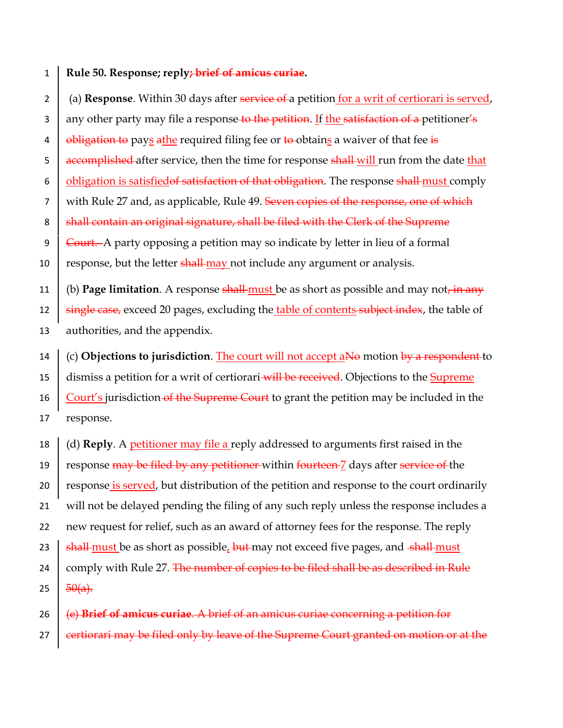**Rule 50. Response; reply~~; brief of amicus curiae~~.**

(a) **Response**. Within 30 days after ~~service of~~ a petition <u>for a writ of certiorari is served</u>, any other party may file a response ~~to the petition~~. <u>I</u>f <u>the</u> ~~satisfaction of a~~ petitioner~~'s obligation to~~ pay<u>s</u> ~~a~~<u>the</u> required filing fee or ~~to~~ obtain<u>s</u> a waiver of that fee ~~is accomplished~~ after service, then the time for response ~~shall~~ <u>will</u> run from the date <u>that obligation is satisfied</u>~~of satisfaction of that obligation~~. The response ~~shall~~ <u>must</u> comply with Rule 27 and, as applicable, Rule 49. ~~Seven copies of the response, one of which shall contain an original signature, shall be filed with the Clerk of the Supreme Court.~~ A party opposing a petition may so indicate by letter in lieu of a formal response, but the letter ~~shall~~ <u>may</u> not include any argument or analysis.

(b) **Page limitation**. A response ~~shall~~ <u>must</u> be as short as possible and may not~~, in any single case,~~ exceed 20 pages, excluding the <u>table of contents</u> ~~subject index~~, the table of authorities, and the appendix.

(c) **Objections to jurisdiction**. <u>The court will not accept a</u>~~No~~ motion ~~by a respondent~~ to dismiss a petition for a writ of certiorari ~~will be received~~. Objections to the <u>Supreme Court's</u> jurisdiction ~~of the Supreme Court~~ to grant the petition may be included in the response.

(d) **Reply**. A <u>petitioner may file a</u> reply addressed to arguments first raised in the response ~~may be filed by any petitioner~~ within ~~fourteen~~ <u>7</u> days after ~~service of~~ the response <u>is served</u>, but distribution of the petition and response to the court ordinarily will not be delayed pending the filing of any such reply unless the response includes a new request for relief, such as an award of attorney fees for the response. The reply ~~shall~~ <u>must</u> be as short as possible<u>,</u> ~~but~~ may not exceed five pages, and ~~shall~~ <u>must</u> comply with Rule 27. ~~The number of copies to be filed shall be as described in Rule 50(a).~~

~~(e) **Brief of amicus curiae**. A brief of an amicus curiae concerning a petition for certiorari may be filed only by leave of the Supreme Court granted on motion or at the~~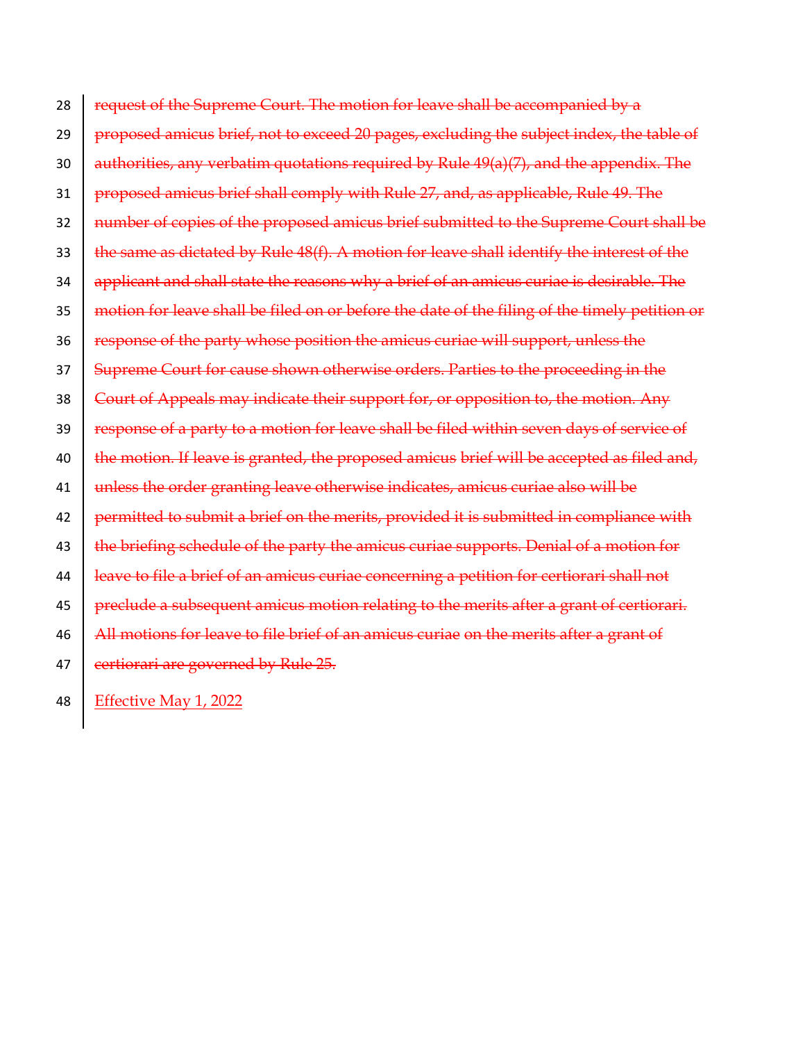~~request of the Supreme Court. The motion for leave shall be accompanied by a proposed amicus brief, not to exceed 20 pages, excluding the subject index, the table of authorities, any verbatim quotations required by Rule 49(a)(7), and the appendix. The proposed amicus brief shall comply with Rule 27, and, as applicable, Rule 49. The number of copies of the proposed amicus brief submitted to the Supreme Court shall be the same as dictated by Rule 48(f). A motion for leave shall identify the interest of the applicant and shall state the reasons why a brief of an amicus curiae is desirable. The motion for leave shall be filed on or before the date of the filing of the timely petition or response of the party whose position the amicus curiae will support, unless the Supreme Court for cause shown otherwise orders. Parties to the proceeding in the Court of Appeals may indicate their support for, or opposition to, the motion. Any response of a party to a motion for leave shall be filed within seven days of service of the motion. If leave is granted, the proposed amicus brief will be accepted as filed and, unless the order granting leave otherwise indicates, amicus curiae also will be permitted to submit a brief on the merits, provided it is submitted in compliance with the briefing schedule of the party the amicus curiae supports. Denial of a motion for leave to file a brief of an amicus curiae concerning a petition for certiorari shall not preclude a subsequent amicus motion relating to the merits after a grant of certiorari. All motions for leave to file brief of an amicus curiae on the merits after a grant of certiorari are governed by Rule 25.~~

<u>Effective May 1, 2022</u>